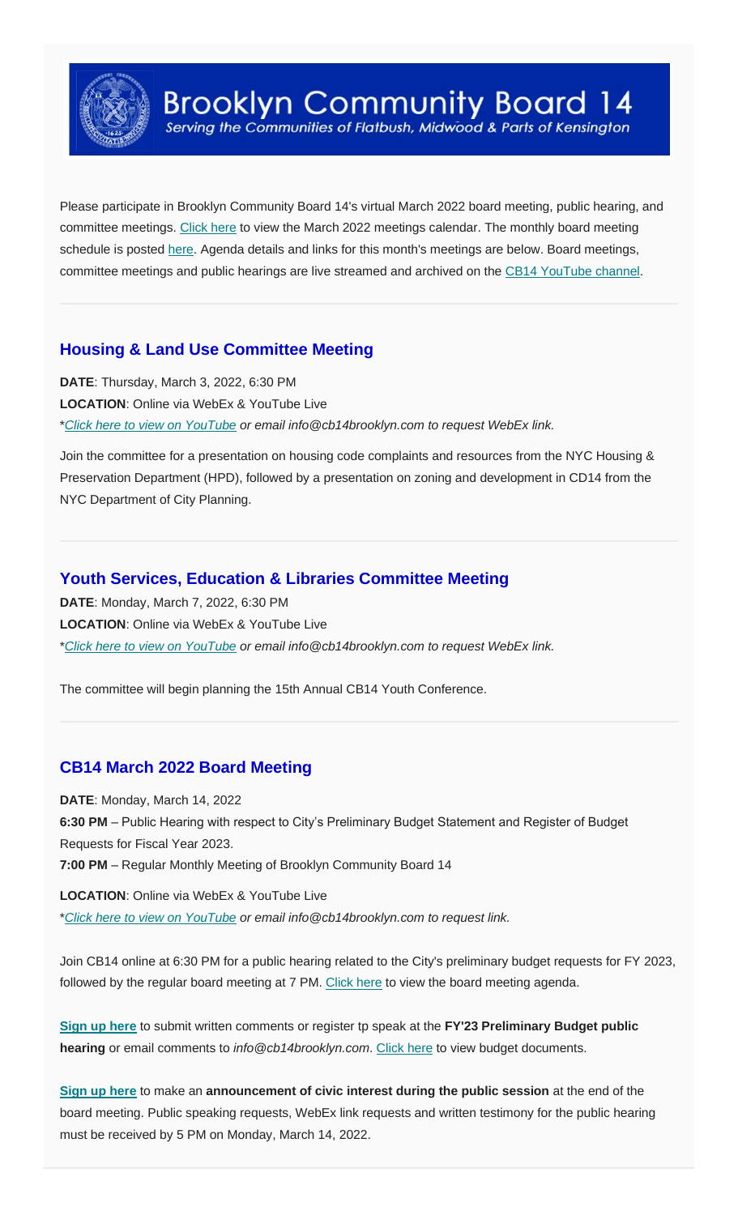# Brooklyn Community Board 14

*Serving the Communities of Flatbush, Midwood & Parts of Kensington*

Please participate in Brooklyn Community Board 14's virtual March 2022 board meeting, public hearing, and committee meetings. Click here to view the March 2022 meetings calendar. The monthly board meeting schedule is posted here. Agenda details and links for this month's meetings are below. Board meetings, committee meetings and public hearings are live streamed and archived on the CB14 YouTube channel.

## Housing & Land Use Committee Meeting

**DATE**: Thursday, March 3, 2022, 6:30 PM
**LOCATION**: Online via WebEx & YouTube Live
*\*Click here to view on YouTube or email info@cb14brooklyn.com to request WebEx link.*

Join the committee for a presentation on housing code complaints and resources from the NYC Housing & Preservation Department (HPD), followed by a presentation on zoning and development in CD14 from the NYC Department of City Planning.

## Youth Services, Education & Libraries Committee Meeting

**DATE**: Monday, March 7, 2022, 6:30 PM
**LOCATION**: Online via WebEx & YouTube Live
*\*Click here to view on YouTube or email info@cb14brooklyn.com to request WebEx link.*

The committee will begin planning the 15th Annual CB14 Youth Conference.

## CB14 March 2022 Board Meeting

**DATE**: Monday, March 14, 2022
**6:30 PM** – Public Hearing with respect to City's Preliminary Budget Statement and Register of Budget Requests for Fiscal Year 2023.
**7:00 PM** – Regular Monthly Meeting of Brooklyn Community Board 14

**LOCATION**: Online via WebEx & YouTube Live
*\*Click here to view on YouTube or email info@cb14brooklyn.com to request link.*

Join CB14 online at 6:30 PM for a public hearing related to the City's preliminary budget requests for FY 2023, followed by the regular board meeting at 7 PM. Click here to view the board meeting agenda.

**Sign up here** to submit written comments or register tp speak at the **FY'23 Preliminary Budget public hearing** or email comments to *info@cb14brooklyn.com*. Click here to view budget documents.

**Sign up here** to make an **announcement of civic interest during the public session** at the end of the board meeting. Public speaking requests, WebEx link requests and written testimony for the public hearing must be received by 5 PM on Monday, March 14, 2022.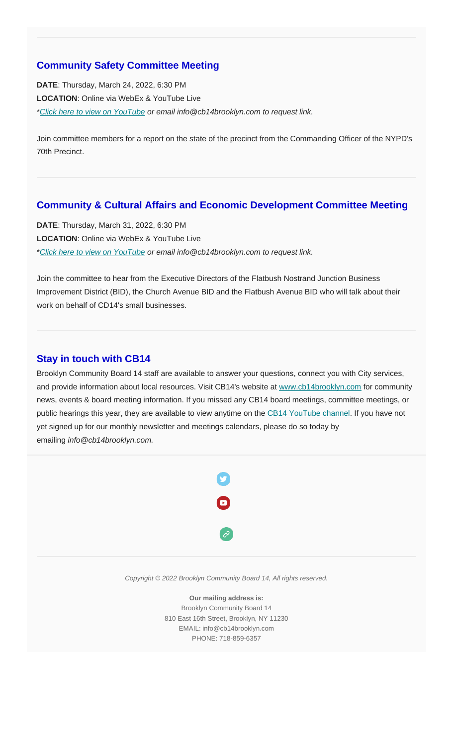## Community Safety Committee Meeting

**DATE**: Thursday, March 24, 2022, 6:30 PM
**LOCATION**: Online via WebEx & YouTube Live
**Click here to view on YouTube* *or email info@cb14brooklyn.com to request link.*

Join committee members for a report on the state of the precinct from the Commanding Officer of the NYPD's 70th Precinct.

## Community & Cultural Affairs and Economic Development Committee Meeting

**DATE**: Thursday, March 31, 2022, 6:30 PM
**LOCATION**: Online via WebEx & YouTube Live
**Click here to view on YouTube* *or email info@cb14brooklyn.com to request link.*

Join the committee to hear from the Executive Directors of the Flatbush Nostrand Junction Business Improvement District (BID), the Church Avenue BID and the Flatbush Avenue BID who will talk about their work on behalf of CD14's small businesses.

## Stay in touch with CB14

Brooklyn Community Board 14 staff are available to answer your questions, connect you with City services, and provide information about local resources. Visit CB14's website at www.cb14brooklyn.com for community news, events & board meeting information. If you missed any CB14 board meetings, committee meetings, or public hearings this year, they are available to view anytime on the CB14 YouTube channel. If you have not yet signed up for our monthly newsletter and meetings calendars, please do so today by emailing *info@cb14brooklyn.com.*

*Copyright © 2022 Brooklyn Community Board 14, All rights reserved.*

**Our mailing address is:**
Brooklyn Community Board 14
810 East 16th Street, Brooklyn, NY 11230
EMAIL: info@cb14brooklyn.com
PHONE: 718-859-6357